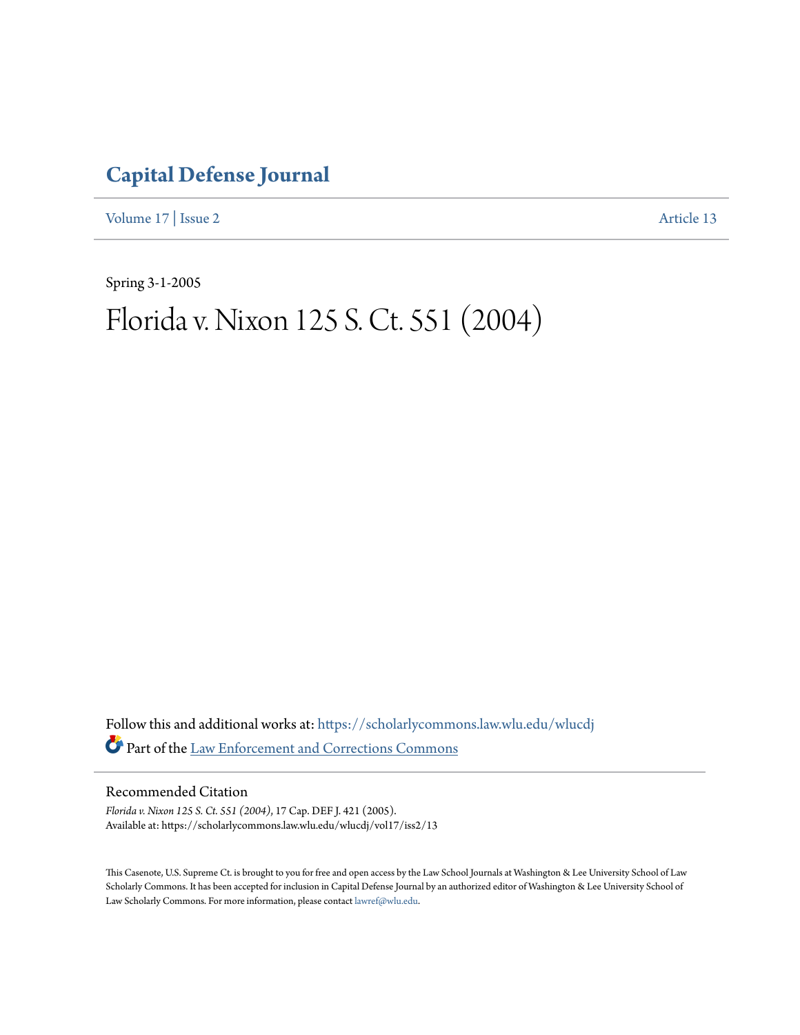# Capital Defense Journal

Volume 17 | Issue 2 Article 13

Spring 3-1-2005

# Florida v. Nixon 125 S. Ct. 551 (2004)

Follow this and additional works at: https://scholarlycommons.law.wlu.edu/wlucdj

Part of the Law Enforcement and Corrections Commons

## Recommended Citation

*Florida v. Nixon 125 S. Ct. 551 (2004)*, 17 Cap. DEF J. 421 (2005).
Available at: https://scholarlycommons.law.wlu.edu/wlucdj/vol17/iss2/13

This Casenote, U.S. Supreme Ct. is brought to you for free and open access by the Law School Journals at Washington & Lee University School of Law Scholarly Commons. It has been accepted for inclusion in Capital Defense Journal by an authorized editor of Washington & Lee University School of Law Scholarly Commons. For more information, please contact lawref@wlu.edu.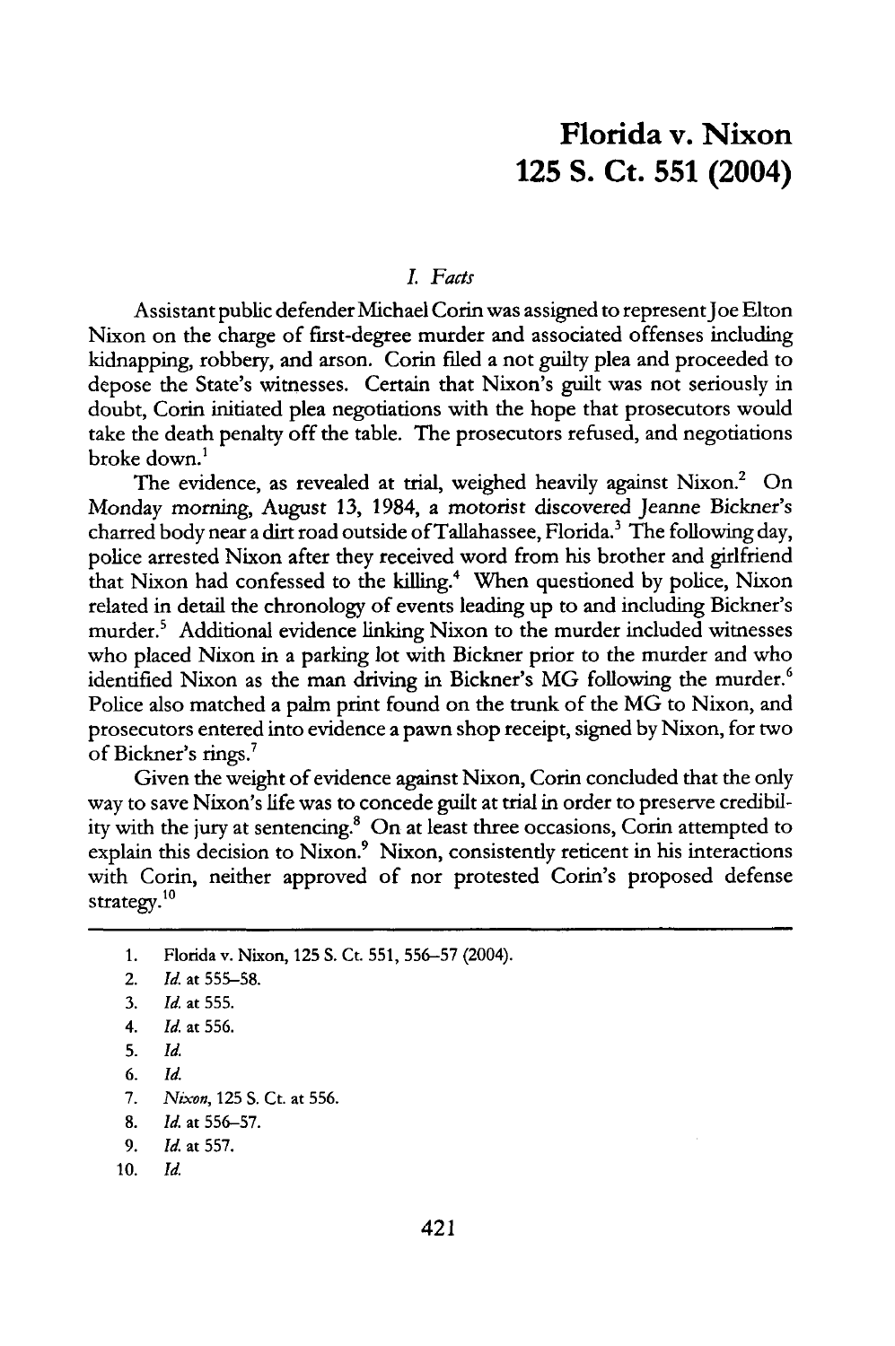# Florida v. Nixon
# 125 S. Ct. 551 (2004)

## *I. Facts*

Assistant public defender Michael Corin was assigned to represent Joe Elton Nixon on the charge of first-degree murder and associated offenses including kidnapping, robbery, and arson. Corin filed a not guilty plea and proceeded to depose the State's witnesses. Certain that Nixon's guilt was not seriously in doubt, Corin initiated plea negotiations with the hope that prosecutors would take the death penalty off the table. The prosecutors refused, and negotiations broke down.[1]

The evidence, as revealed at trial, weighed heavily against Nixon.[2] On Monday morning, August 13, 1984, a motorist discovered Jeanne Bickner's charred body near a dirt road outside of Tallahassee, Florida.[3] The following day, police arrested Nixon after they received word from his brother and girlfriend that Nixon had confessed to the killing.[4] When questioned by police, Nixon related in detail the chronology of events leading up to and including Bickner's murder.[5] Additional evidence linking Nixon to the murder included witnesses who placed Nixon in a parking lot with Bickner prior to the murder and who identified Nixon as the man driving in Bickner's MG following the murder.[6] Police also matched a palm print found on the trunk of the MG to Nixon, and prosecutors entered into evidence a pawn shop receipt, signed by Nixon, for two of Bickner's rings.[7]

Given the weight of evidence against Nixon, Corin concluded that the only way to save Nixon's life was to concede guilt at trial in order to preserve credibility with the jury at sentencing.[8] On at least three occasions, Corin attempted to explain this decision to Nixon.[9] Nixon, consistently reticent in his interactions with Corin, neither approved of nor protested Corin's proposed defense strategy.[10]

---

1. Florida v. Nixon, 125 S. Ct. 551, 556–57 (2004).
2. *Id.* at 555–58.
3. *Id.* at 555.
4. *Id.* at 556.
5. *Id.*
6. *Id.*
7. *Nixon*, 125 S. Ct. at 556.
8. *Id.* at 556–57.
9. *Id.* at 557.
10. *Id.*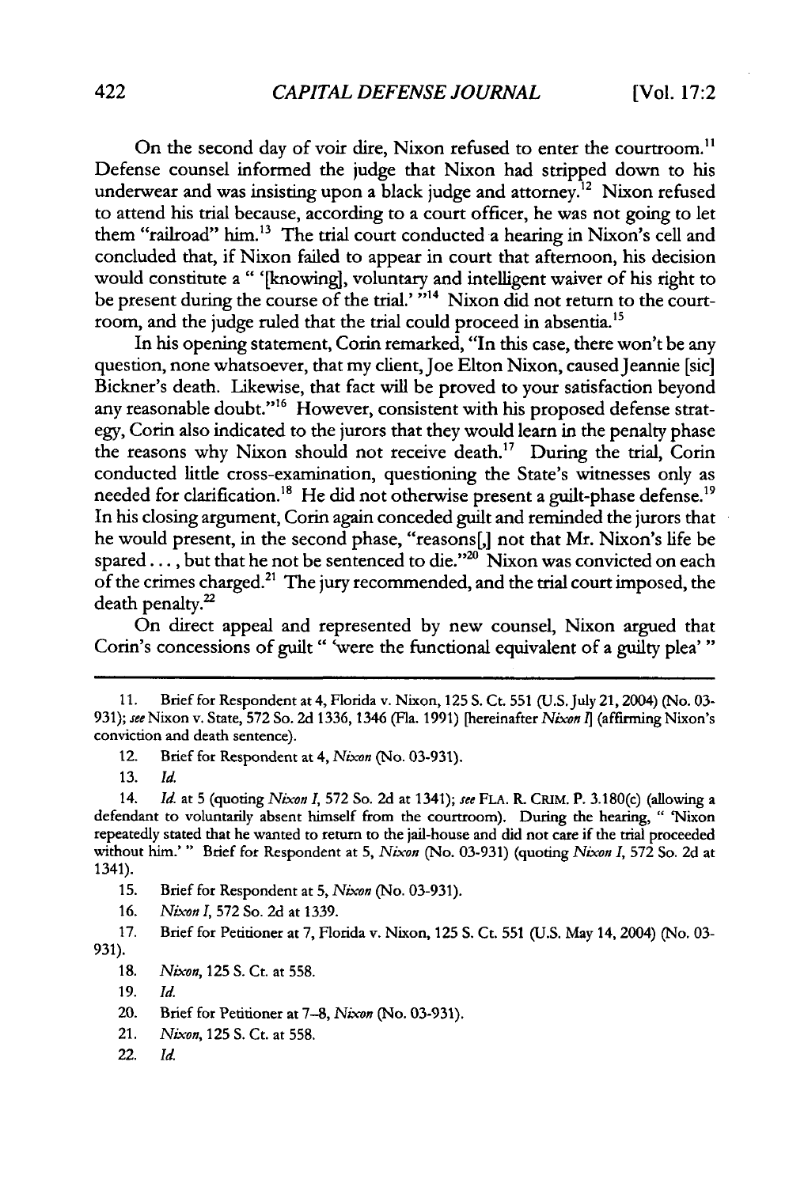On the second day of voir dire, Nixon refused to enter the courtroom.[11] Defense counsel informed the judge that Nixon had stripped down to his underwear and was insisting upon a black judge and attorney.[12] Nixon refused to attend his trial because, according to a court officer, he was not going to let them "railroad" him.[13] The trial court conducted a hearing in Nixon's cell and concluded that, if Nixon failed to appear in court that afternoon, his decision would constitute a " '[knowing], voluntary and intelligent waiver of his right to be present during the course of the trial.' "[14] Nixon did not return to the courtroom, and the judge ruled that the trial could proceed in absentia.[15]

In his opening statement, Corin remarked, "In this case, there won't be any question, none whatsoever, that my client, Joe Elton Nixon, caused Jeannie [sic] Bickner's death. Likewise, that fact will be proved to your satisfaction beyond any reasonable doubt."[16] However, consistent with his proposed defense strategy, Corin also indicated to the jurors that they would learn in the penalty phase the reasons why Nixon should not receive death.[17] During the trial, Corin conducted little cross-examination, questioning the State's witnesses only as needed for clarification.[18] He did not otherwise present a guilt-phase defense.[19] In his closing argument, Corin again conceded guilt and reminded the jurors that he would present, in the second phase, "reasons[,] not that Mr. Nixon's life be spared . . . , but that he not be sentenced to die."[20] Nixon was convicted on each of the crimes charged.[21] The jury recommended, and the trial court imposed, the death penalty.[22]

On direct appeal and represented by new counsel, Nixon argued that Corin's concessions of guilt " 'were the functional equivalent of a guilty plea' "

---

11. Brief for Respondent at 4, Florida v. Nixon, 125 S. Ct. 551 (U.S. July 21, 2004) (No. 03-931); *see* Nixon v. State, 572 So. 2d 1336, 1346 (Fla. 1991) [hereinafter *Nixon I*] (affirming Nixon's conviction and death sentence).

12. Brief for Respondent at 4, *Nixon* (No. 03-931).

13. *Id.*

14. *Id.* at 5 (quoting *Nixon I*, 572 So. 2d at 1341); *see* FLA. R. CRIM. P. 3.180(c) (allowing a defendant to voluntarily absent himself from the courtroom). During the hearing, " 'Nixon repeatedly stated that he wanted to return to the jail-house and did not care if the trial proceeded without him.' " Brief for Respondent at 5, *Nixon* (No. 03-931) (quoting *Nixon I*, 572 So. 2d at 1341).

15. Brief for Respondent at 5, *Nixon* (No. 03-931).

16. *Nixon I*, 572 So. 2d at 1339.

17. Brief for Petitioner at 7, Florida v. Nixon, 125 S. Ct. 551 (U.S. May 14, 2004) (No. 03-931).

18. *Nixon*, 125 S. Ct. at 558.

19. *Id.*

20. Brief for Petitioner at 7–8, *Nixon* (No. 03-931).

21. *Nixon*, 125 S. Ct. at 558.

22. *Id.*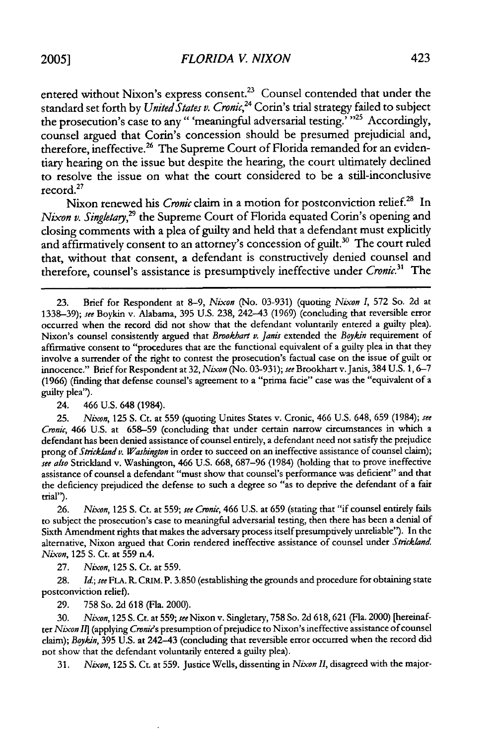entered without Nixon's express consent.[23] Counsel contended that under the standard set forth by *United States v. Cronic*,[24] Corin's trial strategy failed to subject the prosecution's case to any " 'meaningful adversarial testing.' "[25] Accordingly, counsel argued that Corin's concession should be presumed prejudicial and, therefore, ineffective.[26] The Supreme Court of Florida remanded for an evidentiary hearing on the issue but despite the hearing, the court ultimately declined to resolve the issue on what the court considered to be a still-inconclusive record.[27]

Nixon renewed his *Cronic* claim in a motion for postconviction relief.[28] In *Nixon v. Singletary*,[29] the Supreme Court of Florida equated Corin's opening and closing comments with a plea of guilty and held that a defendant must explicitly and affirmatively consent to an attorney's concession of guilt.[30] The court ruled that, without that consent, a defendant is constructively denied counsel and therefore, counsel's assistance is presumptively ineffective under *Cronic*.[31] The

---

23. Brief for Respondent at 8–9, *Nixon* (No. 03-931) (quoting *Nixon I*, 572 So. 2d at 1338–39); *see* Boykin v. Alabama, 395 U.S. 238, 242–43 (1969) (concluding that reversible error occurred when the record did not show that the defendant voluntarily entered a guilty plea). Nixon's counsel consistently argued that *Brookhart v. Janis* extended the *Boykin* requirement of affirmative consent to "procedures that are the functional equivalent of a guilty plea in that they involve a surrender of the right to contest the prosecution's factual case on the issue of guilt or innocence." Brief for Respondent at 32, *Nixon* (No. 03-931); *see* Brookhart v. Janis, 384 U.S. 1, 6–7 (1966) (finding that defense counsel's agreement to a "prima facie" case was the "equivalent of a guilty plea").

24. 466 U.S. 648 (1984).

25. *Nixon*, 125 S. Ct. at 559 (quoting Unites States v. Cronic, 466 U.S. 648, 659 (1984); *see Cronic*, 466 U.S. at 658–59 (concluding that under certain narrow circumstances in which a defendant has been denied assistance of counsel entirely, a defendant need not satisfy the prejudice prong of *Strickland v. Washington* in order to succeed on an ineffective assistance of counsel claim); *see also* Strickland v. Washington, 466 U.S. 668, 687–96 (1984) (holding that to prove ineffective assistance of counsel a defendant "must show that counsel's performance was deficient" and that the deficiency prejudiced the defense to such a degree so "as to deprive the defendant of a fair trial").

26. *Nixon*, 125 S. Ct. at 559; *see Cronic*, 466 U.S. at 659 (stating that "if counsel entirely fails to subject the prosecution's case to meaningful adversarial testing, then there has been a denial of Sixth Amendment rights that makes the adversary process itself presumptively unreliable"). In the alternative, Nixon argued that Corin rendered ineffective assistance of counsel under *Strickland*. *Nixon*, 125 S. Ct. at 559 n.4.

27. *Nixon*, 125 S. Ct. at 559.

28. *Id.*; *see* FLA. R. CRIM. P. 3.850 (establishing the grounds and procedure for obtaining state postconviction relief).

29. 758 So. 2d 618 (Fla. 2000).

30. *Nixon*, 125 S. Ct. at 559; *see* Nixon v. Singletary, 758 So. 2d 618, 621 (Fla. 2000) [hereinafter *Nixon II*] (applying *Cronic*'s presumption of prejudice to Nixon's ineffective assistance of counsel claim); *Boykin*, 395 U.S. at 242–43 (concluding that reversible error occurred when the record did not show that the defendant voluntarily entered a guilty plea).

31. *Nixon*, 125 S. Ct. at 559. Justice Wells, dissenting in *Nixon II*, disagreed with the major-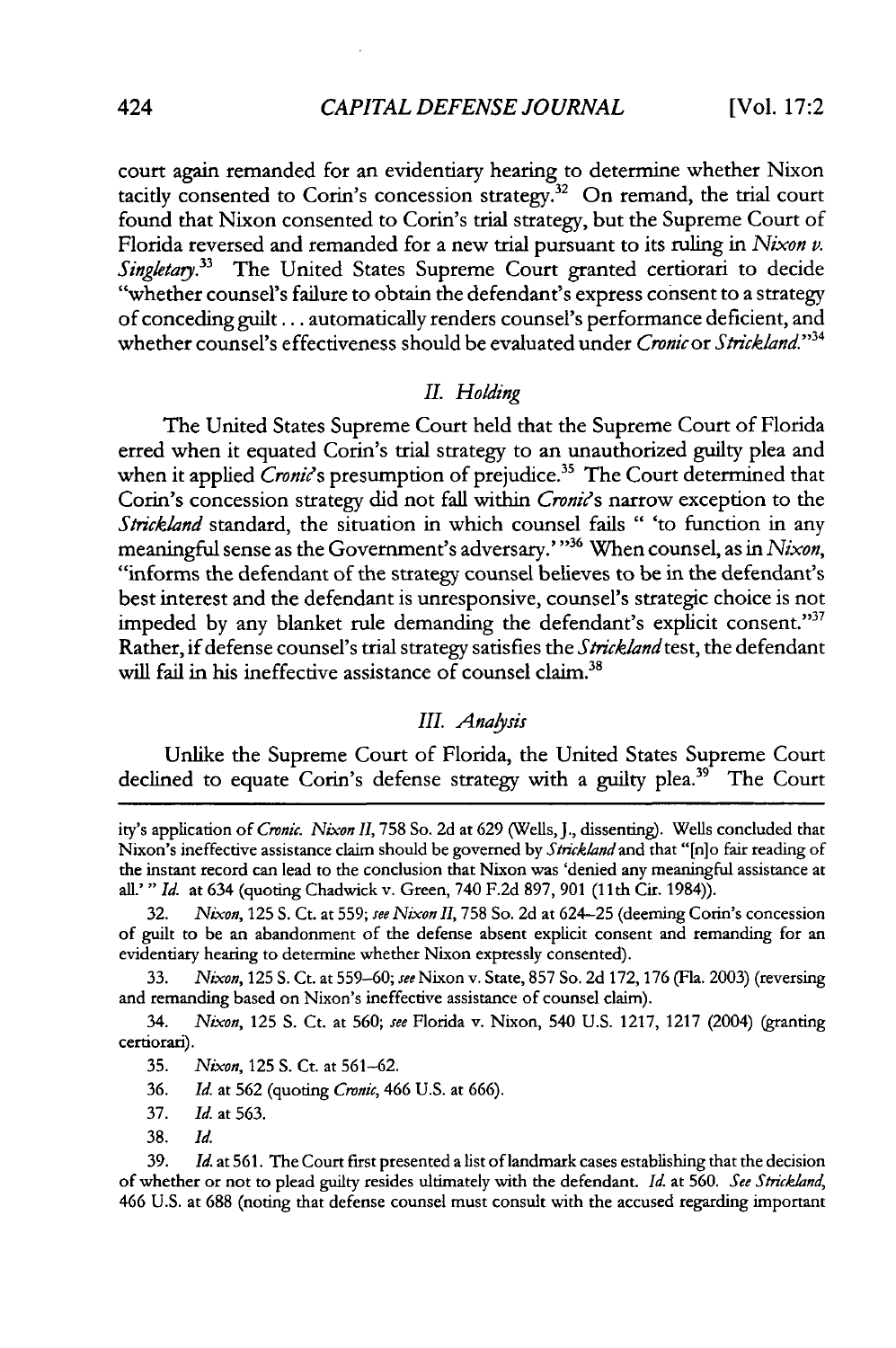court again remanded for an evidentiary hearing to determine whether Nixon tacitly consented to Corin's concession strategy.[32] On remand, the trial court found that Nixon consented to Corin's trial strategy, but the Supreme Court of Florida reversed and remanded for a new trial pursuant to its ruling in *Nixon v. Singletary*.[33] The United States Supreme Court granted certiorari to decide "whether counsel's failure to obtain the defendant's express consent to a strategy of conceding guilt . . . automatically renders counsel's performance deficient, and whether counsel's effectiveness should be evaluated under *Cronic* or *Strickland*."[34]

### *II. Holding*

The United States Supreme Court held that the Supreme Court of Florida erred when it equated Corin's trial strategy to an unauthorized guilty plea and when it applied *Cronic*'s presumption of prejudice.[35] The Court determined that Corin's concession strategy did not fall within *Cronic*'s narrow exception to the *Strickland* standard, the situation in which counsel fails " 'to function in any meaningful sense as the Government's adversary.' "[36] When counsel, as in *Nixon*, "informs the defendant of the strategy counsel believes to be in the defendant's best interest and the defendant is unresponsive, counsel's strategic choice is not impeded by any blanket rule demanding the defendant's explicit consent."[37] Rather, if defense counsel's trial strategy satisfies the *Strickland* test, the defendant will fail in his ineffective assistance of counsel claim.[38]

### *III. Analysis*

Unlike the Supreme Court of Florida, the United States Supreme Court declined to equate Corin's defense strategy with a guilty plea.[39] The Court

---

ity's application of *Cronic*. *Nixon II*, 758 So. 2d at 629 (Wells, J., dissenting). Wells concluded that Nixon's ineffective assistance claim should be governed by *Strickland* and that "[n]o fair reading of the instant record can lead to the conclusion that Nixon was 'denied any meaningful assistance at all.' " *Id.* at 634 (quoting Chadwick v. Green, 740 F.2d 897, 901 (11th Cir. 1984)).

32. *Nixon*, 125 S. Ct. at 559; *see Nixon II*, 758 So. 2d at 624–25 (deeming Corin's concession of guilt to be an abandonment of the defense absent explicit consent and remanding for an evidentiary hearing to determine whether Nixon expressly consented).

33. *Nixon*, 125 S. Ct. at 559–60; *see* Nixon v. State, 857 So. 2d 172, 176 (Fla. 2003) (reversing and remanding based on Nixon's ineffective assistance of counsel claim).

34. *Nixon*, 125 S. Ct. at 560; *see* Florida v. Nixon, 540 U.S. 1217, 1217 (2004) (granting certiorari).

35. *Nixon*, 125 S. Ct. at 561–62.

36. *Id.* at 562 (quoting *Cronic*, 466 U.S. at 666).

37. *Id.* at 563.

38. *Id.*

39. *Id.* at 561. The Court first presented a list of landmark cases establishing that the decision of whether or not to plead guilty resides ultimately with the defendant. *Id.* at 560. *See Strickland*, 466 U.S. at 688 (noting that defense counsel must consult with the accused regarding important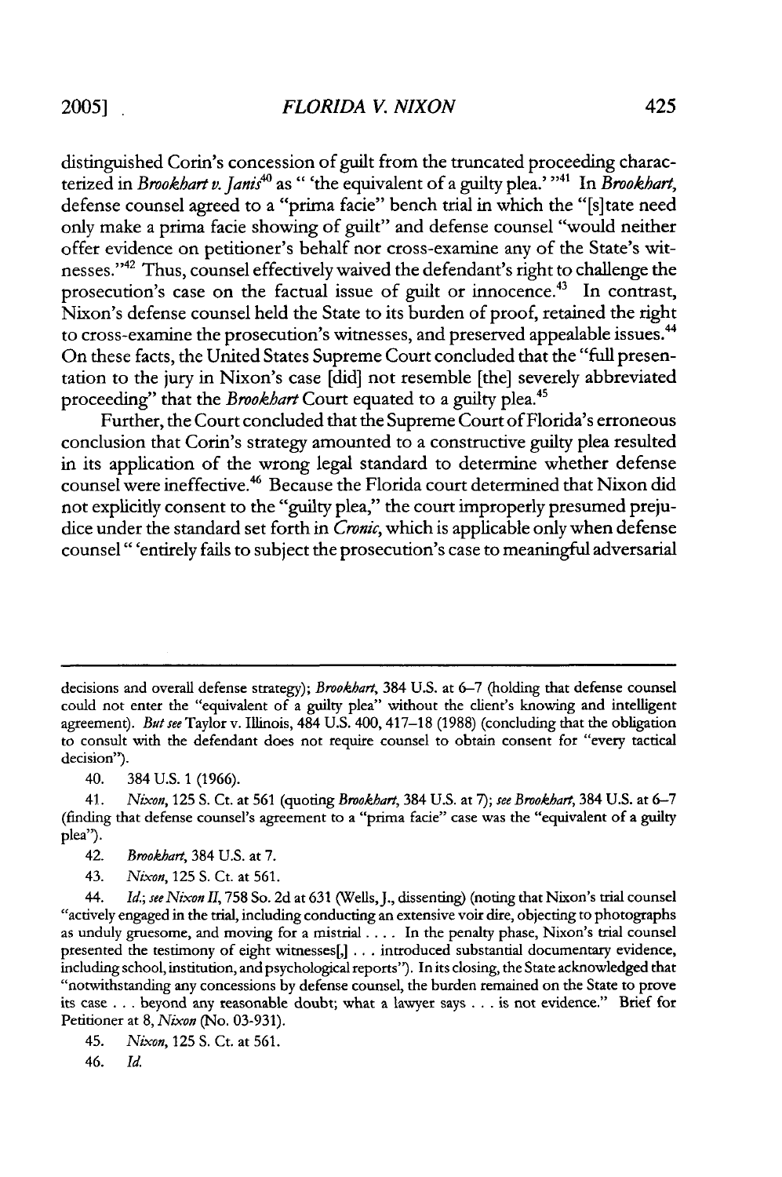distinguished Corin's concession of guilt from the truncated proceeding characterized in *Brookhart v. Janis*[40] as " 'the equivalent of a guilty plea.' "[41] In *Brookhart*, defense counsel agreed to a "prima facie" bench trial in which the "[s]tate need only make a prima facie showing of guilt" and defense counsel "would neither offer evidence on petitioner's behalf nor cross-examine any of the State's witnesses."[42] Thus, counsel effectively waived the defendant's right to challenge the prosecution's case on the factual issue of guilt or innocence.[43] In contrast, Nixon's defense counsel held the State to its burden of proof, retained the right to cross-examine the prosecution's witnesses, and preserved appealable issues.[44] On these facts, the United States Supreme Court concluded that the "full presentation to the jury in Nixon's case [did] not resemble [the] severely abbreviated proceeding" that the *Brookhart* Court equated to a guilty plea.[45]

Further, the Court concluded that the Supreme Court of Florida's erroneous conclusion that Corin's strategy amounted to a constructive guilty plea resulted in its application of the wrong legal standard to determine whether defense counsel were ineffective.[46] Because the Florida court determined that Nixon did not explicitly consent to the "guilty plea," the court improperly presumed prejudice under the standard set forth in *Cronic*, which is applicable only when defense counsel " 'entirely fails to subject the prosecution's case to meaningful adversarial

---

decisions and overall defense strategy); *Brookhart*, 384 U.S. at 6–7 (holding that defense counsel could not enter the "equivalent of a guilty plea" without the client's knowing and intelligent agreement). *But see* Taylor v. Illinois, 484 U.S. 400, 417–18 (1988) (concluding that the obligation to consult with the defendant does not require counsel to obtain consent for "every tactical decision").

40. 384 U.S. 1 (1966).

41. *Nixon*, 125 S. Ct. at 561 (quoting *Brookhart*, 384 U.S. at 7); *see Brookhart*, 384 U.S. at 6–7 (finding that defense counsel's agreement to a "prima facie" case was the "equivalent of a guilty plea").

42. *Brookhart*, 384 U.S. at 7.

43. *Nixon*, 125 S. Ct. at 561.

44. *Id.*; *see Nixon II*, 758 So. 2d at 631 (Wells, J., dissenting) (noting that Nixon's trial counsel "actively engaged in the trial, including conducting an extensive voir dire, objecting to photographs as unduly gruesome, and moving for a mistrial . . . . In the penalty phase, Nixon's trial counsel presented the testimony of eight witnesses[,] . . . introduced substantial documentary evidence, including school, institution, and psychological reports"). In its closing, the State acknowledged that "notwithstanding any concessions by defense counsel, the burden remained on the State to prove its case . . . beyond any reasonable doubt; what a lawyer says . . . is not evidence." Brief for Petitioner at 8, *Nixon* (No. 03-931).

45. *Nixon*, 125 S. Ct. at 561.

46. *Id.*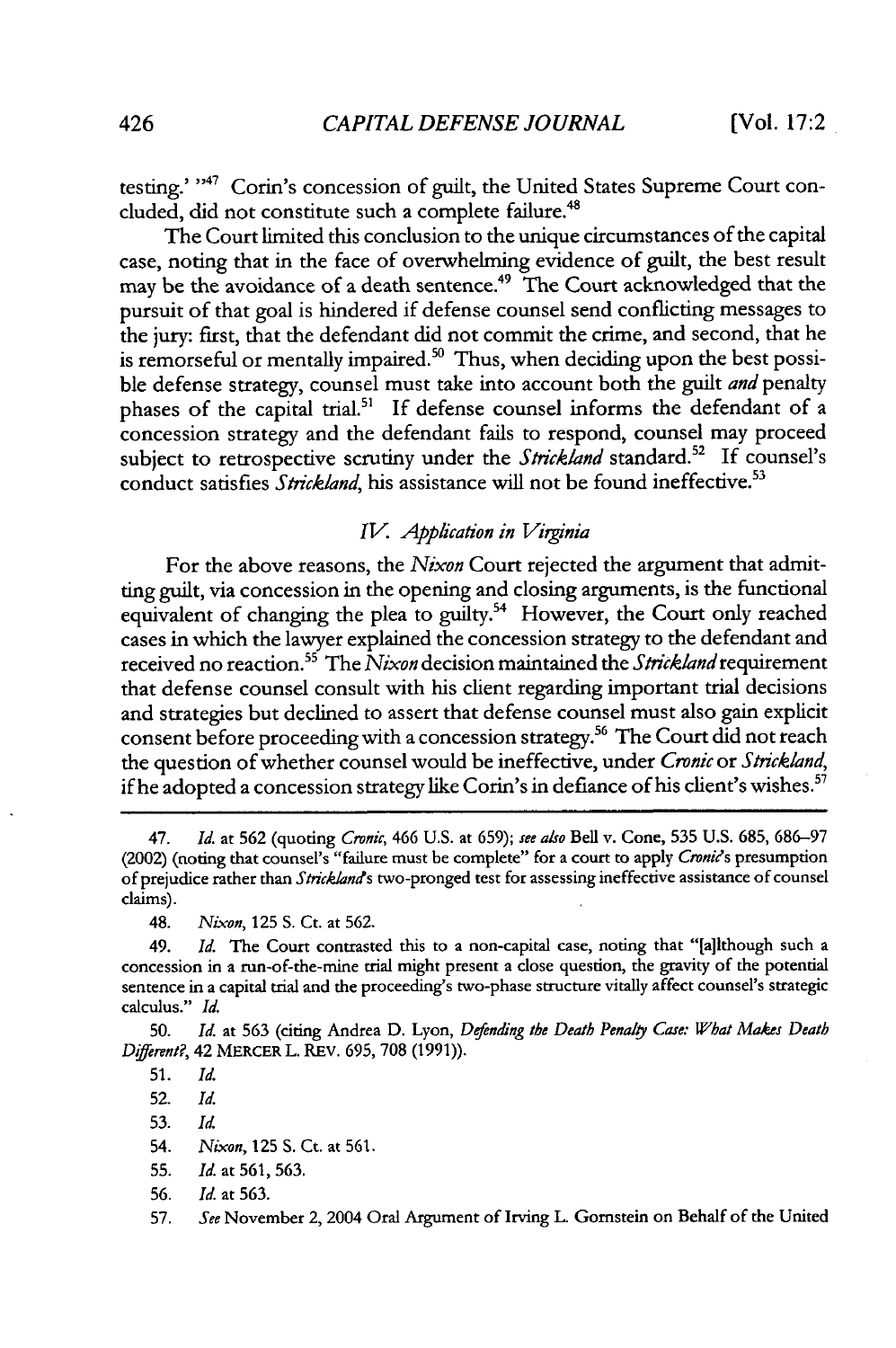testing.' "[47] Corin's concession of guilt, the United States Supreme Court concluded, did not constitute such a complete failure.[48]

The Court limited this conclusion to the unique circumstances of the capital case, noting that in the face of overwhelming evidence of guilt, the best result may be the avoidance of a death sentence.[49] The Court acknowledged that the pursuit of that goal is hindered if defense counsel send conflicting messages to the jury: first, that the defendant did not commit the crime, and second, that he is remorseful or mentally impaired.[50] Thus, when deciding upon the best possible defense strategy, counsel must take into account both the guilt *and* penalty phases of the capital trial.[51] If defense counsel informs the defendant of a concession strategy and the defendant fails to respond, counsel may proceed subject to retrospective scrutiny under the *Strickland* standard.[52] If counsel's conduct satisfies *Strickland*, his assistance will not be found ineffective.[53]

### *IV. Application in Virginia*

For the above reasons, the *Nixon* Court rejected the argument that admitting guilt, via concession in the opening and closing arguments, is the functional equivalent of changing the plea to guilty.[54] However, the Court only reached cases in which the lawyer explained the concession strategy to the defendant and received no reaction.[55] The *Nixon* decision maintained the *Strickland* requirement that defense counsel consult with his client regarding important trial decisions and strategies but declined to assert that defense counsel must also gain explicit consent before proceeding with a concession strategy.[56] The Court did not reach the question of whether counsel would be ineffective, under *Cronic* or *Strickland*, if he adopted a concession strategy like Corin's in defiance of his client's wishes.[57]

---

47. *Id.* at 562 (quoting *Cronic*, 466 U.S. at 659); *see also* Bell v. Cone, 535 U.S. 685, 686–97 (2002) (noting that counsel's "failure must be complete" for a court to apply *Cronic*'s presumption of prejudice rather than *Strickland*'s two-pronged test for assessing ineffective assistance of counsel claims).

48. *Nixon*, 125 S. Ct. at 562.

49. *Id.* The Court contrasted this to a non-capital case, noting that "[a]lthough such a concession in a run-of-the-mine trial might present a close question, the gravity of the potential sentence in a capital trial and the proceeding's two-phase structure vitally affect counsel's strategic calculus." *Id.*

50. *Id.* at 563 (citing Andrea D. Lyon, *Defending the Death Penalty Case: What Makes Death Different?*, 42 MERCER L. REV. 695, 708 (1991)).

51. *Id.*

52. *Id.*

53. *Id.*

54. *Nixon*, 125 S. Ct. at 561.

55. *Id.* at 561, 563.

56. *Id.* at 563.

57. *See* November 2, 2004 Oral Argument of Irving L. Gornstein on Behalf of the United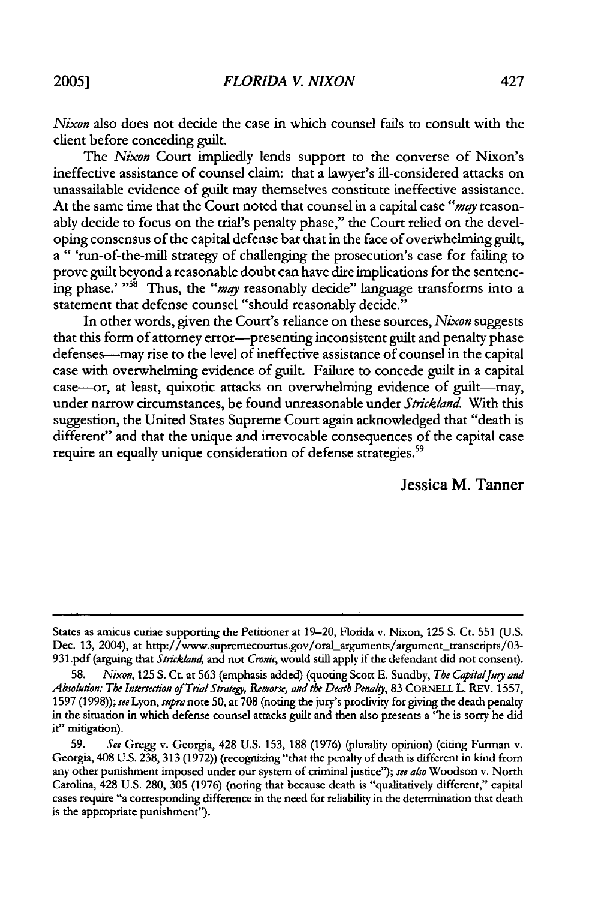*Nixon* also does not decide the case in which counsel fails to consult with the client before conceding guilt.

The *Nixon* Court impliedly lends support to the converse of Nixon's ineffective assistance of counsel claim: that a lawyer's ill-considered attacks on unassailable evidence of guilt may themselves constitute ineffective assistance. At the same time that the Court noted that counsel in a capital case "*may* reasonably decide to focus on the trial's penalty phase," the Court relied on the developing consensus of the capital defense bar that in the face of overwhelming guilt, a " 'run-of-the-mill strategy of challenging the prosecution's case for failing to prove guilt beyond a reasonable doubt can have dire implications for the sentencing phase.' "[58] Thus, the "*may* reasonably decide" language transforms into a statement that defense counsel "should reasonably decide."

In other words, given the Court's reliance on these sources, *Nixon* suggests that this form of attorney error—presenting inconsistent guilt and penalty phase defenses—may rise to the level of ineffective assistance of counsel in the capital case with overwhelming evidence of guilt. Failure to concede guilt in a capital case—or, at least, quixotic attacks on overwhelming evidence of guilt—may, under narrow circumstances, be found unreasonable under *Strickland*. With this suggestion, the United States Supreme Court again acknowledged that "death is different" and that the unique and irrevocable consequences of the capital case require an equally unique consideration of defense strategies.[59]

Jessica M. Tanner

---

States as amicus curiae supporting the Petitioner at 19–20, Florida v. Nixon, 125 S. Ct. 551 (U.S. Dec. 13, 2004), at http://www.supremecourtus.gov/oral_arguments/argument_transcripts/03-931.pdf (arguing that *Strickland*, and not *Cronic*, would still apply if the defendant did not consent).

58. *Nixon*, 125 S. Ct. at 563 (emphasis added) (quoting Scott E. Sundby, *The Capital Jury and Absolution: The Intersection of Trial Strategy, Remorse, and the Death Penalty*, 83 CORNELL L. REV. 1557, 1597 (1998)); *see* Lyon, *supra* note 50, at 708 (noting the jury's proclivity for giving the death penalty in the situation in which defense counsel attacks guilt and then also presents a "he is sorry he did it" mitigation).

59. *See* Gregg v. Georgia, 428 U.S. 153, 188 (1976) (plurality opinion) (citing Furman v. Georgia, 408 U.S. 238, 313 (1972)) (recognizing "that the penalty of death is different in kind from any other punishment imposed under our system of criminal justice"); *see also* Woodson v. North Carolina, 428 U.S. 280, 305 (1976) (noting that because death is "qualitatively different," capital cases require "a corresponding difference in the need for reliability in the determination that death is the appropriate punishment").